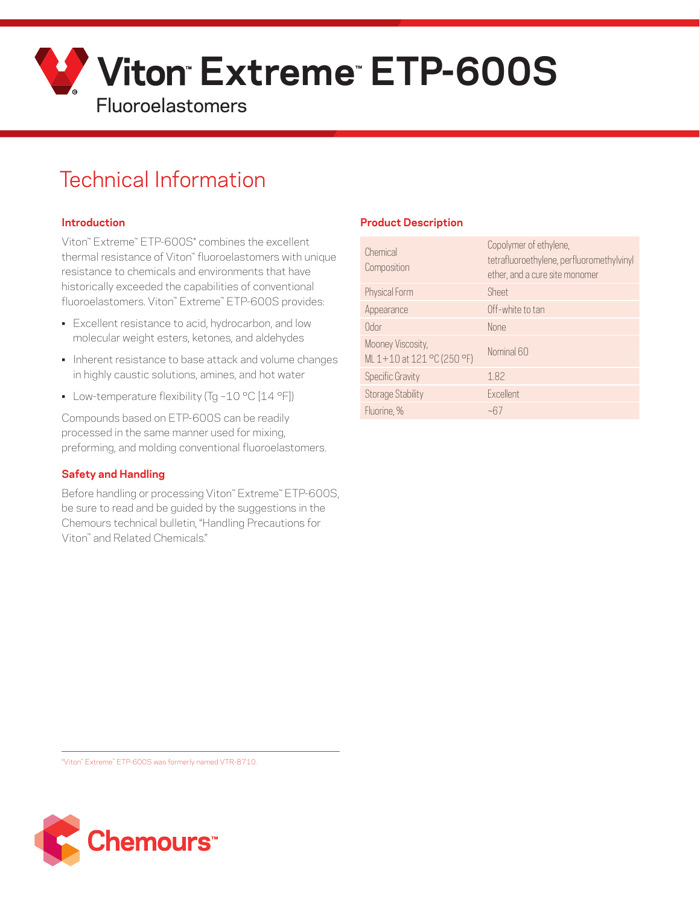# Viton™ Extreme™ ETP-600S

Fluoroelastomers

## Technical Information

### Introduction

Viton™ Extreme™ ETP-600S* combines the excellent thermal resistance of Viton™ fluoroelastomers with unique resistance to chemicals and environments that have historically exceeded the capabilities of conventional fluoroelastomers. Viton™ Extreme™ ETP-600S provides:

- Excellent resistance to acid, hydrocarbon, and low molecular weight esters, ketones, and aldehydes
- Inherent resistance to base attack and volume changes in highly caustic solutions, amines, and hot water
- Low-temperature flexibility (Tg –10 °C [14 °F])

Compounds based on ETP-600S can be readily processed in the same manner used for mixing, preforming, and molding conventional fluoroelastomers.

### Safety and Handling

Before handling or processing Viton™ Extreme™ ETP-600S, be sure to read and be guided by the suggestions in the Chemours technical bulletin, "Handling Precautions for Viton™ and Related Chemicals."

### Product Description

| | |
|---|---|
| Chemical Composition | Copolymer of ethylene, tetrafluoroethylene, perfluoromethylvinyl ether, and a cure site monomer |
| Physical Form | Sheet |
| Appearance | Off-white to tan |
| Odor | None |
| Mooney Viscosity, ML 1+10 at 121 °C (250 °F) | Nominal 60 |
| Specific Gravity | 1.82 |
| Storage Stability | Excellent |
| Fluorine, % | ~67 |

*Viton™ Extreme™ ETP-600S was formerly named VTR-8710.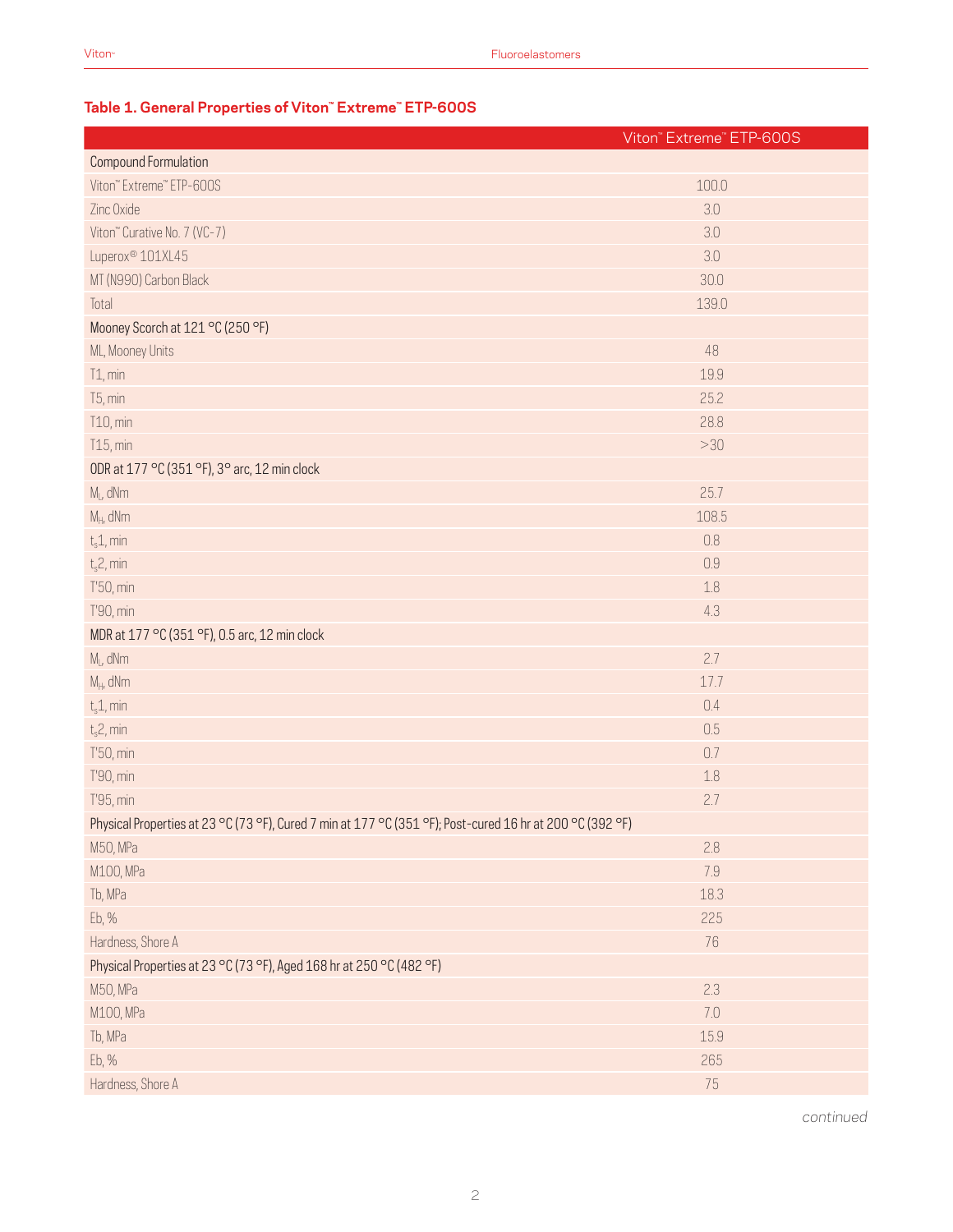### Table 1. General Properties of Viton™ Extreme™ ETP-600S

| | Viton™ Extreme™ ETP-600S |
|---|---|
| **Compound Formulation** | |
| Viton™ Extreme™ ETP-600S | 100.0 |
| Zinc Oxide | 3.0 |
| Viton™ Curative No. 7 (VC-7) | 3.0 |
| Luperox® 101XL45 | 3.0 |
| MT (N990) Carbon Black | 30.0 |
| Total | 139.0 |
| **Mooney Scorch at 121 °C (250 °F)** | |
| ML, Mooney Units | 48 |
| T1, min | 19.9 |
| T5, min | 25.2 |
| T10, min | 28.8 |
| T15, min | >30 |
| **ODR at 177 °C (351 °F), 3° arc, 12 min clock** | |
| $M_L$, dNm | 25.7 |
| $M_H$, dNm | 108.5 |
| $t_s1$, min | 0.8 |
| $t_s2$, min | 0.9 |
| T'50, min | 1.8 |
| T'90, min | 4.3 |
| **MDR at 177 °C (351 °F), 0.5 arc, 12 min clock** | |
| $M_L$, dNm | 2.7 |
| $M_H$, dNm | 17.7 |
| $t_s1$, min | 0.4 |
| $t_s2$, min | 0.5 |
| T'50, min | 0.7 |
| T'90, min | 1.8 |
| T'95, min | 2.7 |
| **Physical Properties at 23 °C (73 °F), Cured 7 min at 177 °C (351 °F); Post-cured 16 hr at 200 °C (392 °F)** | |
| M50, MPa | 2.8 |
| M100, MPa | 7.9 |
| Tb, MPa | 18.3 |
| Eb, % | 225 |
| Hardness, Shore A | 76 |
| **Physical Properties at 23 °C (73 °F), Aged 168 hr at 250 °C (482 °F)** | |
| M50, MPa | 2.3 |
| M100, MPa | 7.0 |
| Tb, MPa | 15.9 |
| Eb, % | 265 |
| Hardness, Shore A | 75 |

*continued*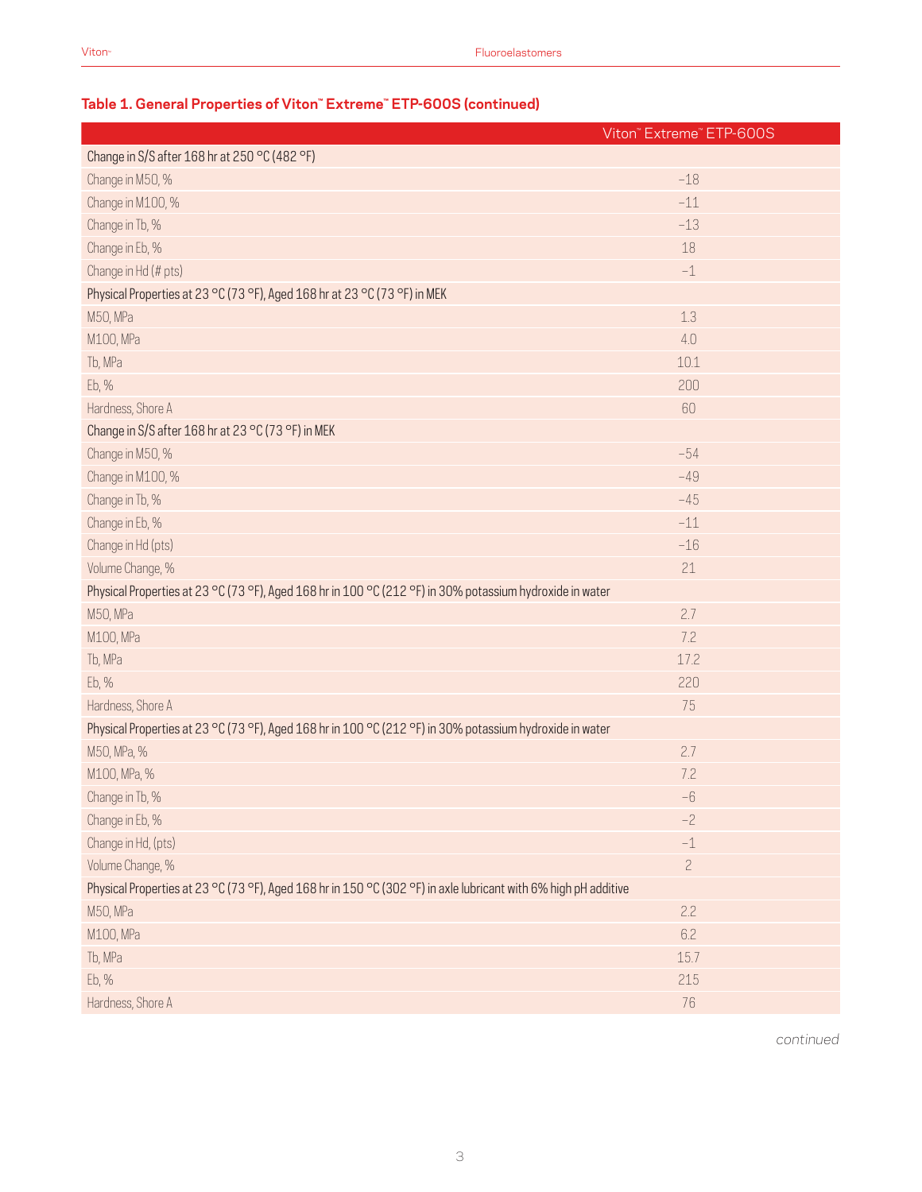### Table 1. General Properties of Viton™ Extreme™ ETP-600S (continued)

| | Viton™ Extreme™ ETP-600S |
|---|---|
| Change in S/S after 168 hr at 250 °C (482 °F) | |
| Change in M50, % | −18 |
| Change in M100, % | −11 |
| Change in Tb, % | −13 |
| Change in Eb, % | 18 |
| Change in Hd (# pts) | −1 |
| Physical Properties at 23 °C (73 °F), Aged 168 hr at 23 °C (73 °F) in MEK | |
| M50, MPa | 1.3 |
| M100, MPa | 4.0 |
| Tb, MPa | 10.1 |
| Eb, % | 200 |
| Hardness, Shore A | 60 |
| Change in S/S after 168 hr at 23 °C (73 °F) in MEK | |
| Change in M50, % | −54 |
| Change in M100, % | −49 |
| Change in Tb, % | −45 |
| Change in Eb, % | −11 |
| Change in Hd (pts) | −16 |
| Volume Change, % | 21 |
| Physical Properties at 23 °C (73 °F), Aged 168 hr in 100 °C (212 °F) in 30% potassium hydroxide in water | |
| M50, MPa | 2.7 |
| M100, MPa | 7.2 |
| Tb, MPa | 17.2 |
| Eb, % | 220 |
| Hardness, Shore A | 75 |
| Physical Properties at 23 °C (73 °F), Aged 168 hr in 100 °C (212 °F) in 30% potassium hydroxide in water | |
| M50, MPa, % | 2.7 |
| M100, MPa, % | 7.2 |
| Change in Tb, % | −6 |
| Change in Eb, % | −2 |
| Change in Hd, (pts) | −1 |
| Volume Change, % | 2 |
| Physical Properties at 23 °C (73 °F), Aged 168 hr in 150 °C (302 °F) in axle lubricant with 6% high pH additive | |
| M50, MPa | 2.2 |
| M100, MPa | 6.2 |
| Tb, MPa | 15.7 |
| Eb, % | 215 |
| Hardness, Shore A | 76 |

*continued*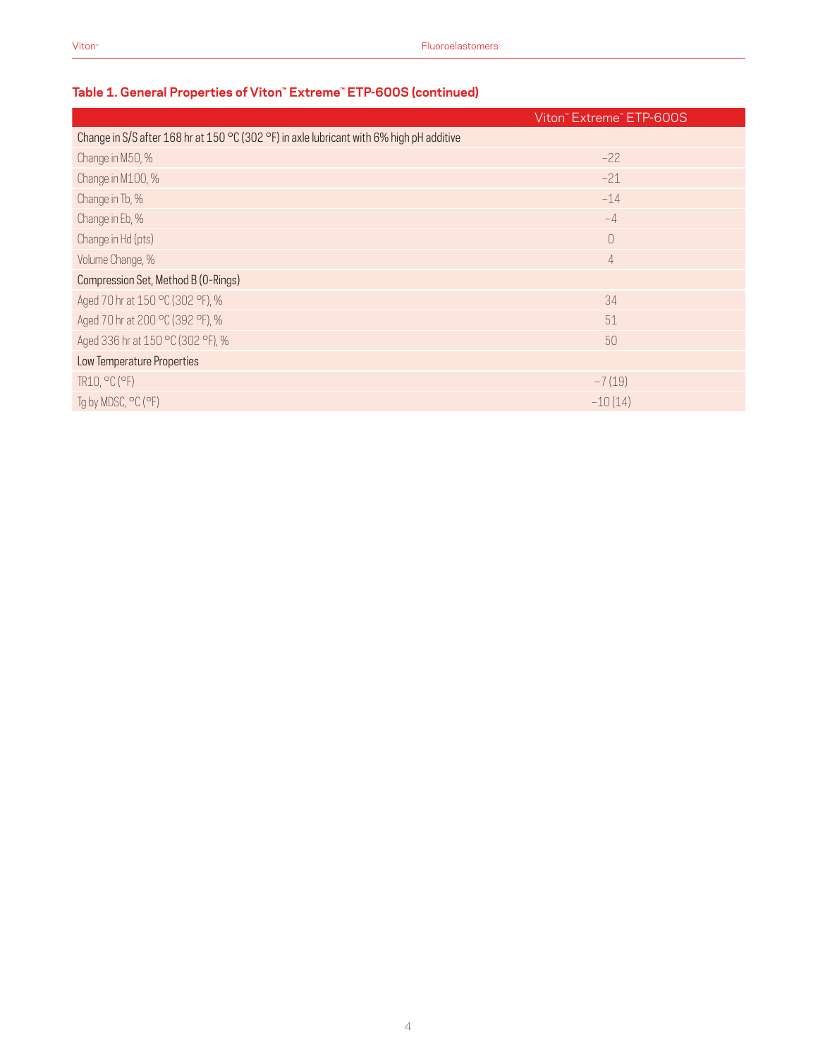### Table 1. General Properties of Viton™ Extreme™ ETP-600S (continued)

| | Viton™ Extreme™ ETP-600S |
|---|---|
| Change in S/S after 168 hr at 150 °C (302 °F) in axle lubricant with 6% high pH additive | |
| Change in M50, % | −22 |
| Change in M100, % | −21 |
| Change in Tb, % | −14 |
| Change in Eb, % | −4 |
| Change in Hd (pts) | 0 |
| Volume Change, % | 4 |
| Compression Set, Method B (O-Rings) | |
| Aged 70 hr at 150 °C (302 °F), % | 34 |
| Aged 70 hr at 200 °C (392 °F), % | 51 |
| Aged 336 hr at 150 °C (302 °F), % | 50 |
| Low Temperature Properties | |
| TR10, °C (°F) | −7 (19) |
| Tg by MDSC, °C (°F) | −10 (14) |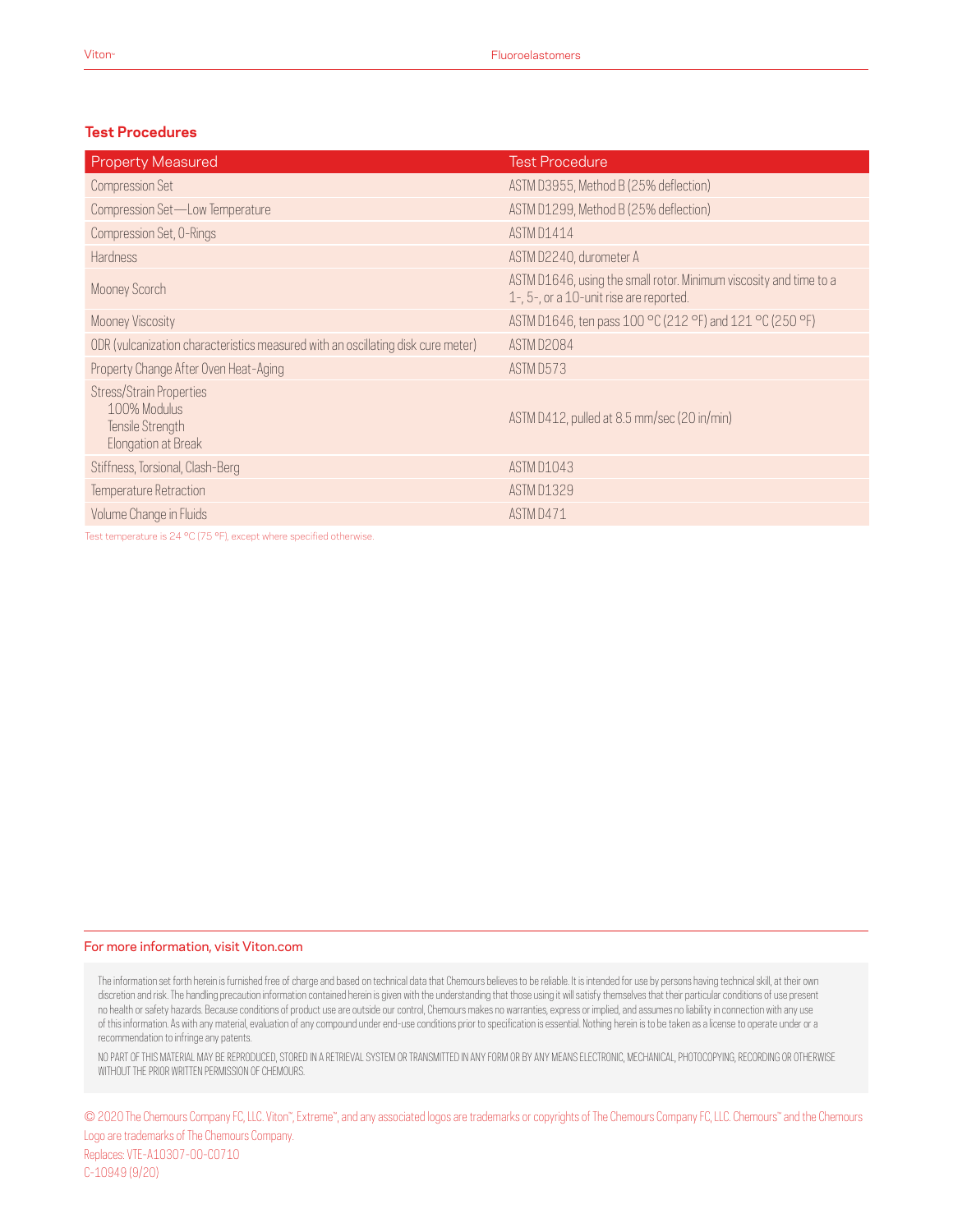## Test Procedures

| Property Measured | Test Procedure |
| --- | --- |
| Compression Set | ASTM D3955, Method B (25% deflection) |
| Compression Set—Low Temperature | ASTM D1299, Method B (25% deflection) |
| Compression Set, O-Rings | ASTM D1414 |
| Hardness | ASTM D2240, durometer A |
| Mooney Scorch | ASTM D1646, using the small rotor. Minimum viscosity and time to a 1-, 5-, or a 10-unit rise are reported. |
| Mooney Viscosity | ASTM D1646, ten pass 100 °C (212 °F) and 121 °C (250 °F) |
| ODR (vulcanization characteristics measured with an oscillating disk cure meter) | ASTM D2084 |
| Property Change After Oven Heat-Aging | ASTM D573 |
| Stress/Strain Properties<br>100% Modulus<br>Tensile Strength<br>Elongation at Break | ASTM D412, pulled at 8.5 mm/sec (20 in/min) |
| Stiffness, Torsional, Clash-Berg | ASTM D1043 |
| Temperature Retraction | ASTM D1329 |
| Volume Change in Fluids | ASTM D471 |

Test temperature is 24 °C (75 °F), except where specified otherwise.

For more information, visit Viton.com

The information set forth herein is furnished free of charge and based on technical data that Chemours believes to be reliable. It is intended for use by persons having technical skill, at their own discretion and risk. The handling precaution information contained herein is given with the understanding that those using it will satisfy themselves that their particular conditions of use present no health or safety hazards. Because conditions of product use are outside our control, Chemours makes no warranties, express or implied, and assumes no liability in connection with any use of this information. As with any material, evaluation of any compound under end-use conditions prior to specification is essential. Nothing herein is to be taken as a license to operate under or a recommendation to infringe any patents.

NO PART OF THIS MATERIAL MAY BE REPRODUCED, STORED IN A RETRIEVAL SYSTEM OR TRANSMITTED IN ANY FORM OR BY ANY MEANS ELECTRONIC, MECHANICAL, PHOTOCOPYING, RECORDING OR OTHERWISE WITHOUT THE PRIOR WRITTEN PERMISSION OF CHEMOURS.

© 2020 The Chemours Company FC, LLC. Viton™, Extreme™, and any associated logos are trademarks or copyrights of The Chemours Company FC, LLC. Chemours™ and the Chemours Logo are trademarks of The Chemours Company.

Replaces: VTE-A10307-00-C0710

C-10949 (9/20)